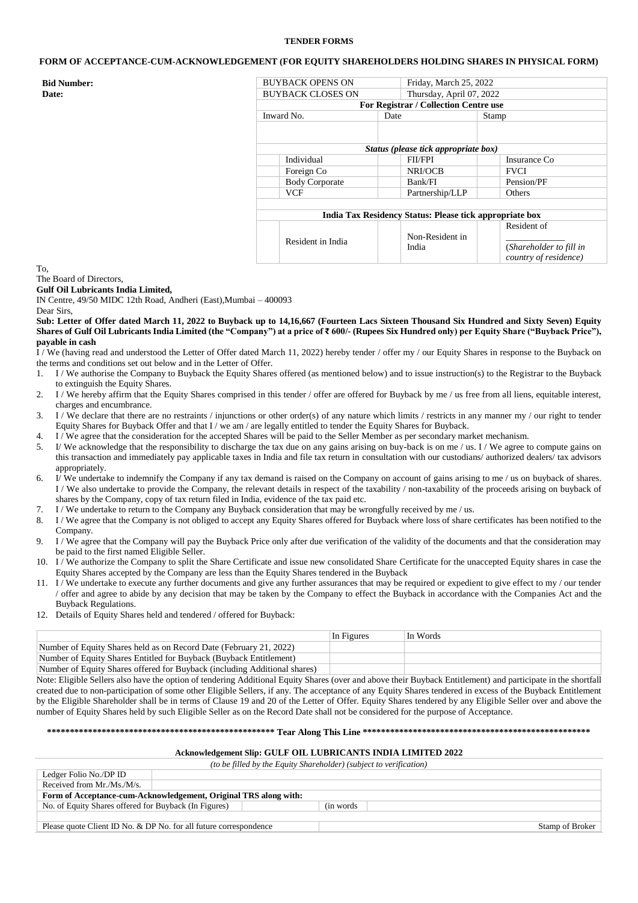**TENDER FORMS**

**FORM OF ACCEPTANCE-CUM-ACKNOWLEDGEMENT (FOR EQUITY SHAREHOLDERS HOLDING SHARES IN PHYSICAL FORM)**

**Bid Number:**
**Date:**

| BUYBACK OPENS ON | | | Friday, March 25, 2022 | | |
|---|---|---|---|---|---|
| BUYBACK CLOSES ON | | | Thursday, April 07, 2022 | | |
| **For Registrar / Collection Centre use** | | | | | |
| Inward No. | | Date | | Stamp | |
| | | | | | |
| ***Status (please tick appropriate box)*** | | | | | |
| | Individual | | FII/FPI | | Insurance Co |
| | Foreign Co | | NRI/OCB | | FVCI |
| | Body Corporate | | Bank/FI | | Pension/PF |
| | VCF | | Partnership/LLP | | Others |
| **India Tax Residency Status: Please tick appropriate box** | | | | | |
| | Resident in India | | Non-Resident in India | | Resident of ____________ (*Shareholder to fill in country of residence*) |

To,
The Board of Directors,
**Gulf Oil Lubricants India Limited,**
IN Centre, 49/50 MIDC 12th Road, Andheri (East),Mumbai – 400093
Dear Sirs,

**Sub: Letter of Offer dated March 11, 2022 to Buyback up to 14,16,667 (Fourteen Lacs Sixteen Thousand Six Hundred and Sixty Seven) Equity Shares of Gulf Oil Lubricants India Limited (the "Company") at a price of ₹ 600/- (Rupees Six Hundred only) per Equity Share ("Buyback Price"), payable in cash**

I / We (having read and understood the Letter of Offer dated March 11, 2022) hereby tender / offer my / our Equity Shares in response to the Buyback on the terms and conditions set out below and in the Letter of Offer.

1. I / We authorise the Company to Buyback the Equity Shares offered (as mentioned below) and to issue instruction(s) to the Registrar to the Buyback to extinguish the Equity Shares.
2. I / We hereby affirm that the Equity Shares comprised in this tender / offer are offered for Buyback by me / us free from all liens, equitable interest, charges and encumbrance.
3. I / We declare that there are no restraints / injunctions or other order(s) of any nature which limits / restricts in any manner my / our right to tender Equity Shares for Buyback Offer and that I / we am / are legally entitled to tender the Equity Shares for Buyback.
4. I / We agree that the consideration for the accepted Shares will be paid to the Seller Member as per secondary market mechanism.
5. I/ We acknowledge that the responsibility to discharge the tax due on any gains arising on buy-back is on me / us. I / We agree to compute gains on this transaction and immediately pay applicable taxes in India and file tax return in consultation with our custodians/ authorized dealers/ tax advisors appropriately.
6. I/ We undertake to indemnify the Company if any tax demand is raised on the Company on account of gains arising to me / us on buyback of shares. I / We also undertake to provide the Company, the relevant details in respect of the taxability / non-taxability of the proceeds arising on buyback of shares by the Company, copy of tax return filed in India, evidence of the tax paid etc.
7. I / We undertake to return to the Company any Buyback consideration that may be wrongfully received by me / us.
8. I / We agree that the Company is not obliged to accept any Equity Shares offered for Buyback where loss of share certificates has been notified to the Company.
9. I / We agree that the Company will pay the Buyback Price only after due verification of the validity of the documents and that the consideration may be paid to the first named Eligible Seller.
10. I / We authorize the Company to split the Share Certificate and issue new consolidated Share Certificate for the unaccepted Equity shares in case the Equity Shares accepted by the Company are less than the Equity Shares tendered in the Buyback
11. I / We undertake to execute any further documents and give any further assurances that may be required or expedient to give effect to my / our tender / offer and agree to abide by any decision that may be taken by the Company to effect the Buyback in accordance with the Companies Act and the Buyback Regulations.
12. Details of Equity Shares held and tendered / offered for Buyback:

| | In Figures | In Words |
|---|---|---|
| Number of Equity Shares held as on Record Date (February 21, 2022) | | |
| Number of Equity Shares Entitled for Buyback (Buyback Entitlement) | | |
| Number of Equity Shares offered for Buyback (including Additional shares) | | |

Note: Eligible Sellers also have the option of tendering Additional Equity Shares (over and above their Buyback Entitlement) and participate in the shortfall created due to non-participation of some other Eligible Sellers, if any. The acceptance of any Equity Shares tendered in excess of the Buyback Entitlement by the Eligible Shareholder shall be in terms of Clause 19 and 20 of the Letter of Offer. Equity Shares tendered by any Eligible Seller over and above the number of Equity Shares held by such Eligible Seller as on the Record Date shall not be considered for the purpose of Acceptance.

**\*\*\*\*\*\*\*\*\*\*\*\*\*\*\*\*\*\*\*\*\*\*\*\*\*\*\*\*\*\*\*\*\*\*\*\*\*\*\*\*\*\*\*\*\*\*\*\*\*\*\* Tear Along This Line \*\*\*\*\*\*\*\*\*\*\*\*\*\*\*\*\*\*\*\*\*\*\*\*\*\*\*\*\*\*\*\*\*\*\*\*\*\*\*\*\*\*\*\*\*\*\*\*\*\*\***

**Acknowledgement Slip: GULF OIL LUBRICANTS INDIA LIMITED 2022**

*(to be filled by the Equity Shareholder) (subject to verification)*

| Ledger Folio No./DP ID | | | |
|---|---|---|---|
| Received from Mr./Ms./M/s. | | | |
| **Form of Acceptance-cum-Acknowledgement, Original TRS along with:** | | | |
| No. of Equity Shares offered for Buyback (In Figures) | | (in words | |
| | | | |
| Please quote Client ID No. & DP No. for all future correspondence | | | Stamp of Broker |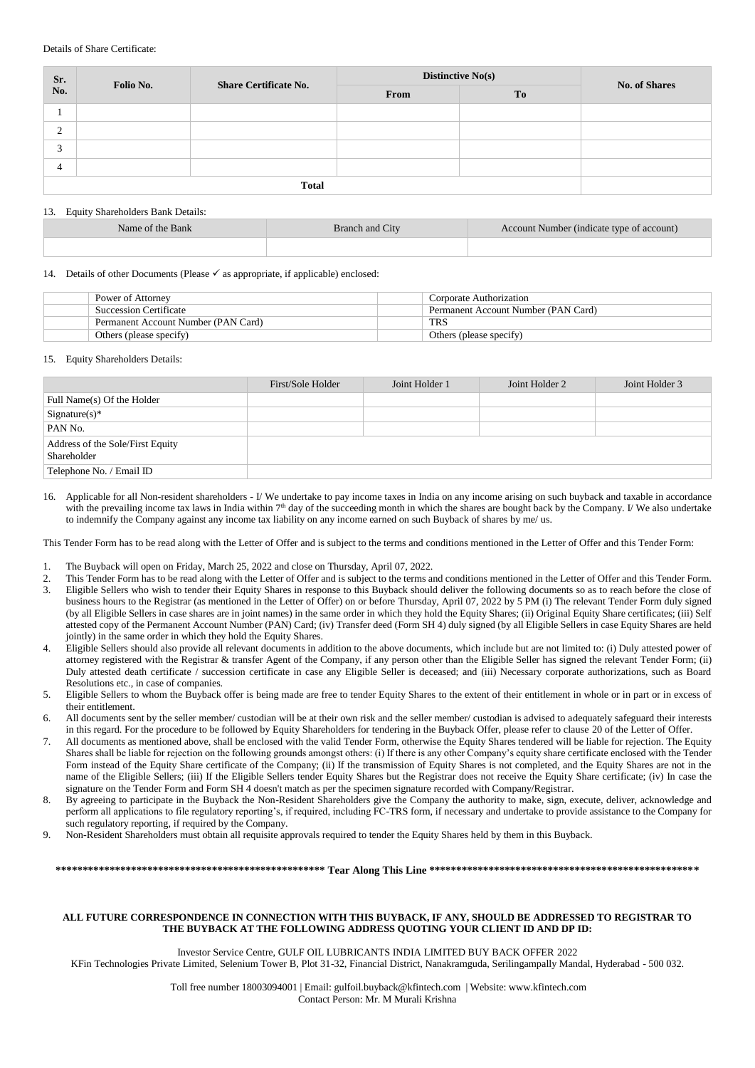Details of Share Certificate:

| Sr. No. | Folio No. | Share Certificate No. | Distinctive No(s) | | No. of Shares |
|---|---|---|---|---|---|
| | | | From | To | |
| 1 | | | | | |
| 2 | | | | | |
| 3 | | | | | |
| 4 | | | | | |
| Total | | | | | |

13. Equity Shareholders Bank Details:

| Name of the Bank | Branch and City | Account Number (indicate type of account) |
|---|---|---|
| | | |

14. Details of other Documents (Please ✓ as appropriate, if applicable) enclosed:

| | | | |
|---|---|---|---|
| | Power of Attorney | | Corporate Authorization |
| | Succession Certificate | | Permanent Account Number (PAN Card) |
| | Permanent Account Number (PAN Card) | | TRS |
| | Others (please specify) | | Others (please specify) |

15. Equity Shareholders Details:

| | First/Sole Holder | Joint Holder 1 | Joint Holder 2 | Joint Holder 3 |
|---|---|---|---|---|
| Full Name(s) Of the Holder | | | | |
| Signature(s)* | | | | |
| PAN No. | | | | |
| Address of the Sole/First Equity Shareholder | | | | |
| Telephone No. / Email ID | | | | |

16. Applicable for all Non-resident shareholders - I/ We undertake to pay income taxes in India on any income arising on such buyback and taxable in accordance with the prevailing income tax laws in India within 7th day of the succeeding month in which the shares are bought back by the Company. I/ We also undertake to indemnify the Company against any income tax liability on any income earned on such Buyback of shares by me/ us.

This Tender Form has to be read along with the Letter of Offer and is subject to the terms and conditions mentioned in the Letter of Offer and this Tender Form:

1. The Buyback will open on Friday, March 25, 2022 and close on Thursday, April 07, 2022.
2. This Tender Form has to be read along with the Letter of Offer and is subject to the terms and conditions mentioned in the Letter of Offer and this Tender Form.
3. Eligible Sellers who wish to tender their Equity Shares in response to this Buyback should deliver the following documents so as to reach before the close of business hours to the Registrar (as mentioned in the Letter of Offer) on or before Thursday, April 07, 2022 by 5 PM (i) The relevant Tender Form duly signed (by all Eligible Sellers in case shares are in joint names) in the same order in which they hold the Equity Shares; (ii) Original Equity Share certificates; (iii) Self attested copy of the Permanent Account Number (PAN) Card; (iv) Transfer deed (Form SH 4) duly signed (by all Eligible Sellers in case Equity Shares are held jointly) in the same order in which they hold the Equity Shares.
4. Eligible Sellers should also provide all relevant documents in addition to the above documents, which include but are not limited to: (i) Duly attested power of attorney registered with the Registrar & transfer Agent of the Company, if any person other than the Eligible Seller has signed the relevant Tender Form; (ii) Duly attested death certificate / succession certificate in case any Eligible Seller is deceased; and (iii) Necessary corporate authorizations, such as Board Resolutions etc., in case of companies.
5. Eligible Sellers to whom the Buyback offer is being made are free to tender Equity Shares to the extent of their entitlement in whole or in part or in excess of their entitlement.
6. All documents sent by the seller member/ custodian will be at their own risk and the seller member/ custodian is advised to adequately safeguard their interests in this regard. For the procedure to be followed by Equity Shareholders for tendering in the Buyback Offer, please refer to clause 20 of the Letter of Offer.
7. All documents as mentioned above, shall be enclosed with the valid Tender Form, otherwise the Equity Shares tendered will be liable for rejection. The Equity Shares shall be liable for rejection on the following grounds amongst others: (i) If there is any other Company's equity share certificate enclosed with the Tender Form instead of the Equity Share certificate of the Company; (ii) If the transmission of Equity Shares is not completed, and the Equity Shares are not in the name of the Eligible Sellers; (iii) If the Eligible Sellers tender Equity Shares but the Registrar does not receive the Equity Share certificate; (iv) In case the signature on the Tender Form and Form SH 4 doesn't match as per the specimen signature recorded with Company/Registrar.
8. By agreeing to participate in the Buyback the Non-Resident Shareholders give the Company the authority to make, sign, execute, deliver, acknowledge and perform all applications to file regulatory reporting's, if required, including FC-TRS form, if necessary and undertake to provide assistance to the Company for such regulatory reporting, if required by the Company.
9. Non-Resident Shareholders must obtain all requisite approvals required to tender the Equity Shares held by them in this Buyback.

**************************************************** Tear Along This Line ****************************************************

**ALL FUTURE CORRESPONDENCE IN CONNECTION WITH THIS BUYBACK, IF ANY, SHOULD BE ADDRESSED TO REGISTRAR TO THE BUYBACK AT THE FOLLOWING ADDRESS QUOTING YOUR CLIENT ID AND DP ID:**

Investor Service Centre, GULF OIL LUBRICANTS INDIA LIMITED BUY BACK OFFER 2022
KFin Technologies Private Limited, Selenium Tower B, Plot 31-32, Financial District, Nanakramguda, Serilingampally Mandal, Hyderabad - 500 032.

Toll free number 18003094001 | Email: gulfoil.buyback@kfintech.com | Website: www.kfintech.com
Contact Person: Mr. M Murali Krishna